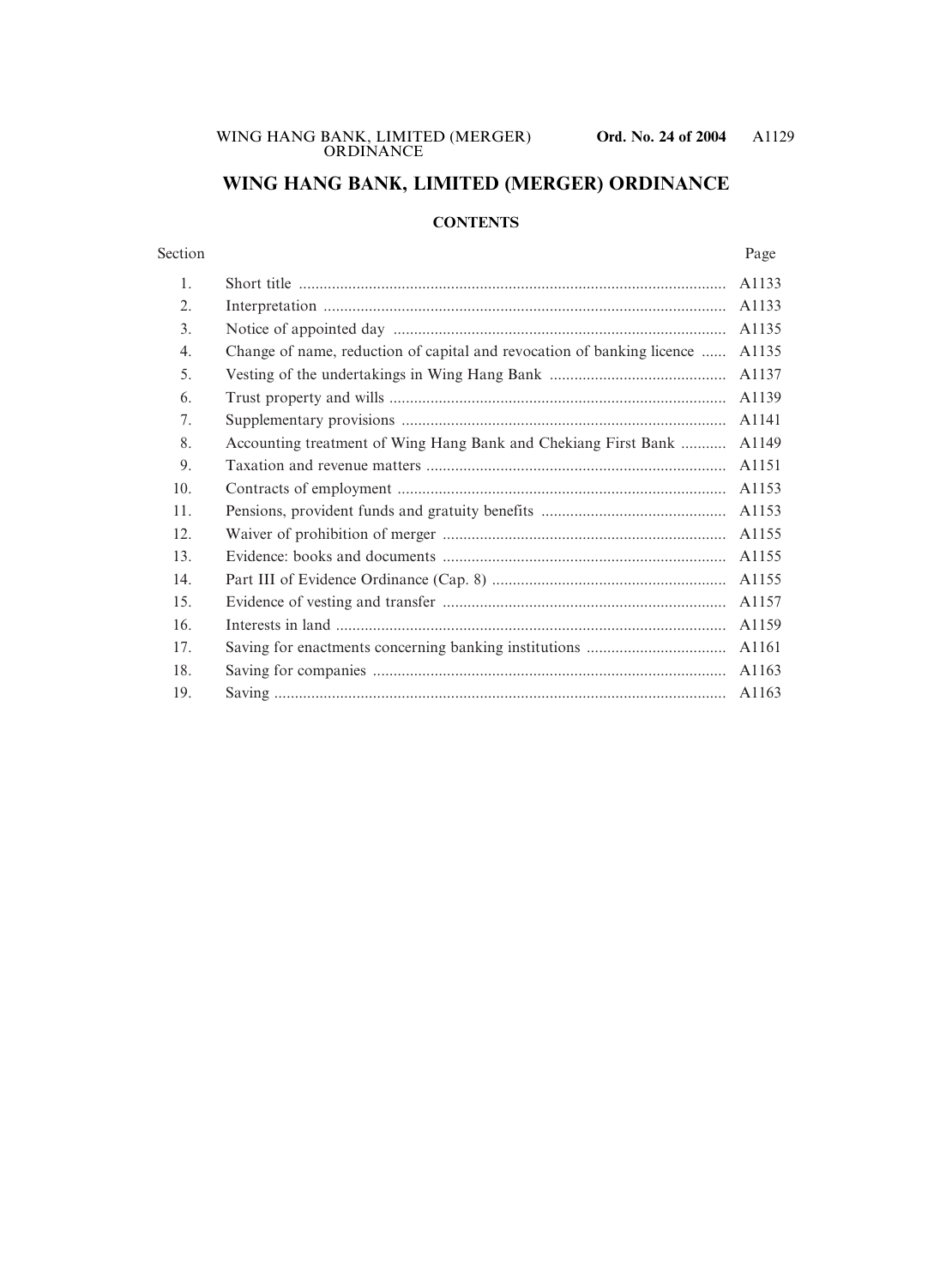# WING HANG BANK, LIMITED (MERGER) ORDINANCE

## CONTENTS

| Section | | Page |
|---|---|---|
| 1. | Short title | A1133 |
| 2. | Interpretation | A1133 |
| 3. | Notice of appointed day | A1135 |
| 4. | Change of name, reduction of capital and revocation of banking licence | A1135 |
| 5. | Vesting of the undertakings in Wing Hang Bank | A1137 |
| 6. | Trust property and wills | A1139 |
| 7. | Supplementary provisions | A1141 |
| 8. | Accounting treatment of Wing Hang Bank and Chekiang First Bank | A1149 |
| 9. | Taxation and revenue matters | A1151 |
| 10. | Contracts of employment | A1153 |
| 11. | Pensions, provident funds and gratuity benefits | A1153 |
| 12. | Waiver of prohibition of merger | A1155 |
| 13. | Evidence: books and documents | A1155 |
| 14. | Part III of Evidence Ordinance (Cap. 8) | A1155 |
| 15. | Evidence of vesting and transfer | A1157 |
| 16. | Interests in land | A1159 |
| 17. | Saving for enactments concerning banking institutions | A1161 |
| 18. | Saving for companies | A1163 |
| 19. | Saving | A1163 |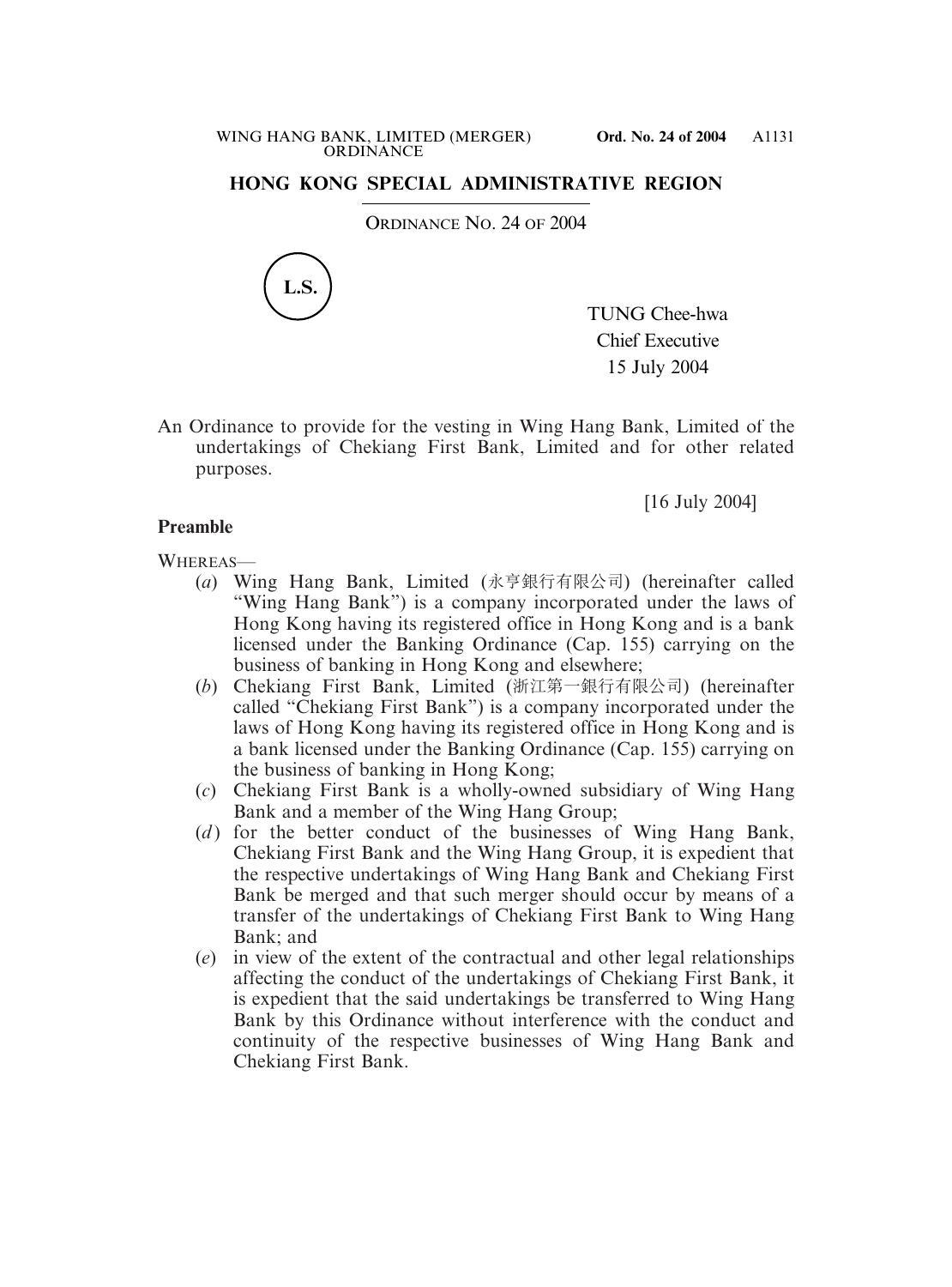## HONG KONG SPECIAL ADMINISTRATIVE REGION

ORDINANCE NO. 24 OF 2004

L.S.

TUNG Chee-hwa
Chief Executive
15 July 2004

An Ordinance to provide for the vesting in Wing Hang Bank, Limited of the undertakings of Chekiang First Bank, Limited and for other related purposes.

[16 July 2004]

**Preamble**

WHEREAS—

(*a*) Wing Hang Bank, Limited (永亨銀行有限公司) (hereinafter called "Wing Hang Bank") is a company incorporated under the laws of Hong Kong having its registered office in Hong Kong and is a bank licensed under the Banking Ordinance (Cap. 155) carrying on the business of banking in Hong Kong and elsewhere;

(*b*) Chekiang First Bank, Limited (浙江第一銀行有限公司) (hereinafter called "Chekiang First Bank") is a company incorporated under the laws of Hong Kong having its registered office in Hong Kong and is a bank licensed under the Banking Ordinance (Cap. 155) carrying on the business of banking in Hong Kong;

(*c*) Chekiang First Bank is a wholly-owned subsidiary of Wing Hang Bank and a member of the Wing Hang Group;

(*d*) for the better conduct of the businesses of Wing Hang Bank, Chekiang First Bank and the Wing Hang Group, it is expedient that the respective undertakings of Wing Hang Bank and Chekiang First Bank be merged and that such merger should occur by means of a transfer of the undertakings of Chekiang First Bank to Wing Hang Bank; and

(*e*) in view of the extent of the contractual and other legal relationships affecting the conduct of the undertakings of Chekiang First Bank, it is expedient that the said undertakings be transferred to Wing Hang Bank by this Ordinance without interference with the conduct and continuity of the respective businesses of Wing Hang Bank and Chekiang First Bank.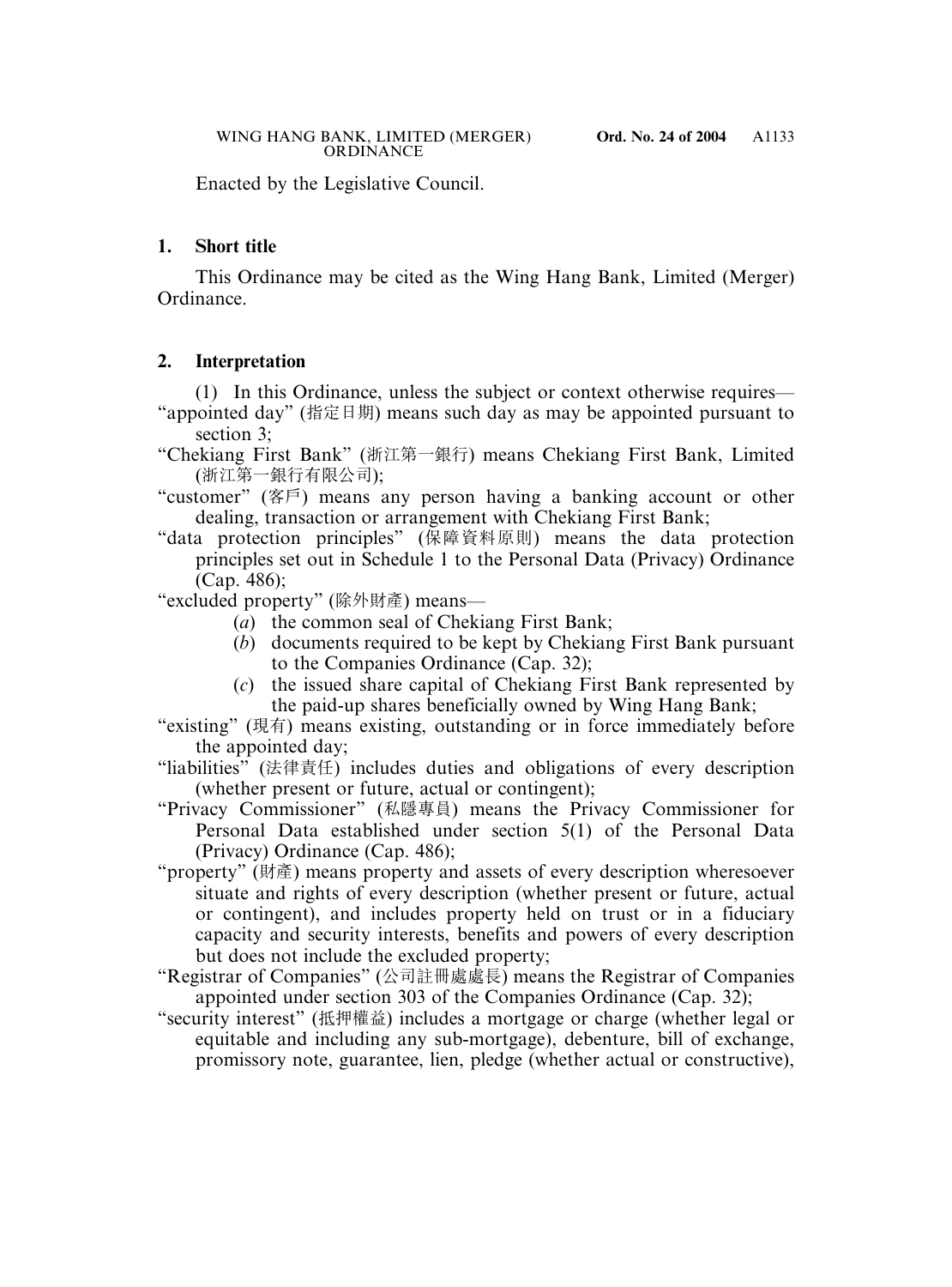Enacted by the Legislative Council.

## 1. Short title

This Ordinance may be cited as the Wing Hang Bank, Limited (Merger) Ordinance.

## 2. Interpretation

(1) In this Ordinance, unless the subject or context otherwise requires—

"appointed day" (指定日期) means such day as may be appointed pursuant to section 3;

"Chekiang First Bank" (浙江第一銀行) means Chekiang First Bank, Limited (浙江第一銀行有限公司);

"customer" (客戶) means any person having a banking account or other dealing, transaction or arrangement with Chekiang First Bank;

"data protection principles" (保障資料原則) means the data protection principles set out in Schedule 1 to the Personal Data (Privacy) Ordinance (Cap. 486);

"excluded property" (除外財產) means—

- (*a*) the common seal of Chekiang First Bank;
- (*b*) documents required to be kept by Chekiang First Bank pursuant to the Companies Ordinance (Cap. 32);
- (*c*) the issued share capital of Chekiang First Bank represented by the paid-up shares beneficially owned by Wing Hang Bank;

"existing" (現有) means existing, outstanding or in force immediately before the appointed day;

"liabilities" (法律責任) includes duties and obligations of every description (whether present or future, actual or contingent);

"Privacy Commissioner" (私隱專員) means the Privacy Commissioner for Personal Data established under section 5(1) of the Personal Data (Privacy) Ordinance (Cap. 486);

"property" (財產) means property and assets of every description wheresoever situate and rights of every description (whether present or future, actual or contingent), and includes property held on trust or in a fiduciary capacity and security interests, benefits and powers of every description but does not include the excluded property;

"Registrar of Companies" (公司註冊處處長) means the Registrar of Companies appointed under section 303 of the Companies Ordinance (Cap. 32);

"security interest" (抵押權益) includes a mortgage or charge (whether legal or equitable and including any sub-mortgage), debenture, bill of exchange, promissory note, guarantee, lien, pledge (whether actual or constructive),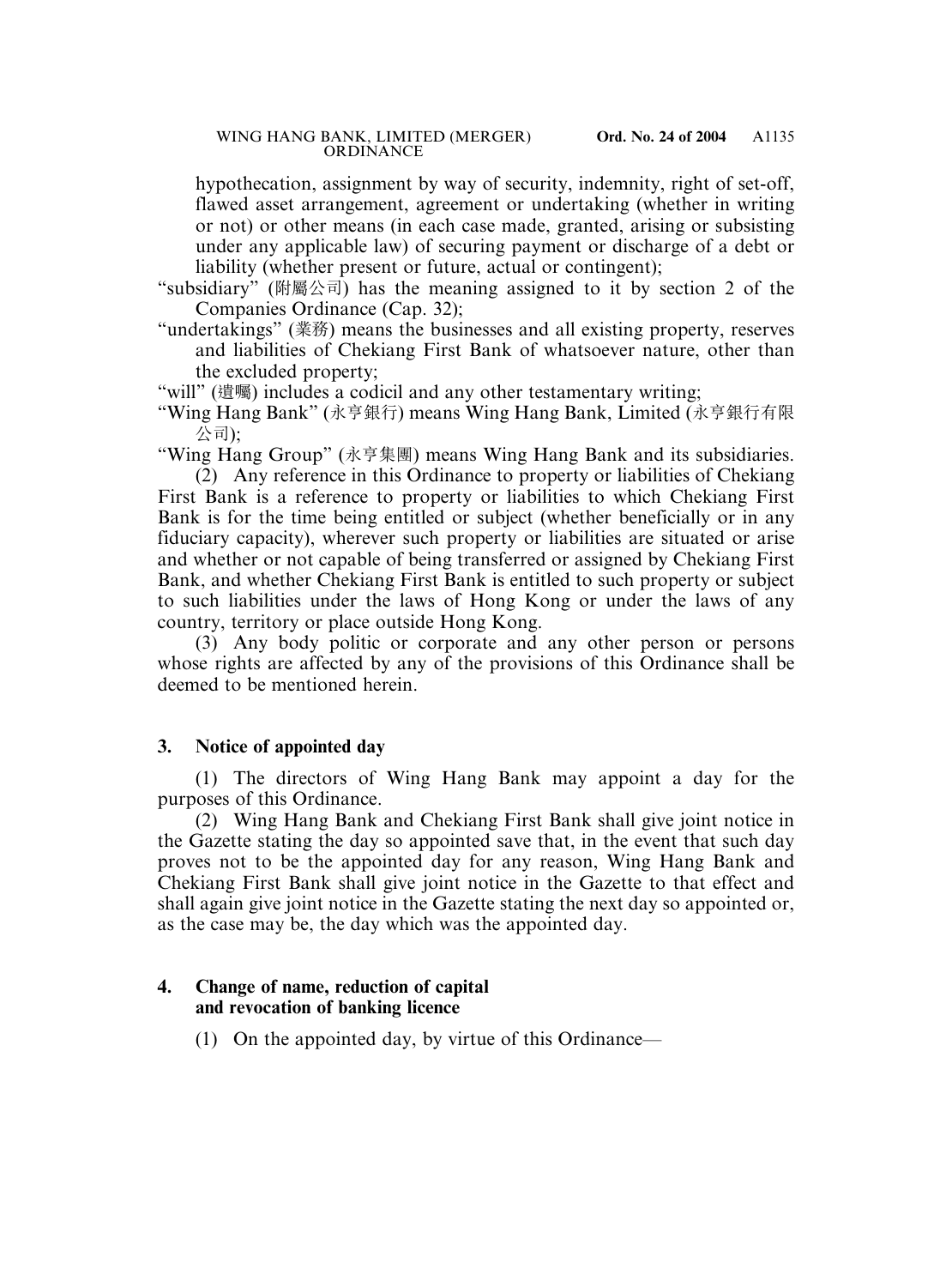hypothecation, assignment by way of security, indemnity, right of set-off, flawed asset arrangement, agreement or undertaking (whether in writing or not) or other means (in each case made, granted, arising or subsisting under any applicable law) of securing payment or discharge of a debt or liability (whether present or future, actual or contingent);

"subsidiary" (附屬公司) has the meaning assigned to it by section 2 of the Companies Ordinance (Cap. 32);

"undertakings" (業務) means the businesses and all existing property, reserves and liabilities of Chekiang First Bank of whatsoever nature, other than the excluded property;

"will" (遺囑) includes a codicil and any other testamentary writing;

"Wing Hang Bank" (永亨銀行) means Wing Hang Bank, Limited (永亨銀行有限公司);

"Wing Hang Group" (永亨集團) means Wing Hang Bank and its subsidiaries.

(2) Any reference in this Ordinance to property or liabilities of Chekiang First Bank is a reference to property or liabilities to which Chekiang First Bank is for the time being entitled or subject (whether beneficially or in any fiduciary capacity), wherever such property or liabilities are situated or arise and whether or not capable of being transferred or assigned by Chekiang First Bank, and whether Chekiang First Bank is entitled to such property or subject to such liabilities under the laws of Hong Kong or under the laws of any country, territory or place outside Hong Kong.

(3) Any body politic or corporate and any other person or persons whose rights are affected by any of the provisions of this Ordinance shall be deemed to be mentioned herein.

**3. Notice of appointed day**

(1) The directors of Wing Hang Bank may appoint a day for the purposes of this Ordinance.

(2) Wing Hang Bank and Chekiang First Bank shall give joint notice in the Gazette stating the day so appointed save that, in the event that such day proves not to be the appointed day for any reason, Wing Hang Bank and Chekiang First Bank shall give joint notice in the Gazette to that effect and shall again give joint notice in the Gazette stating the next day so appointed or, as the case may be, the day which was the appointed day.

**4. Change of name, reduction of capital and revocation of banking licence**

(1) On the appointed day, by virtue of this Ordinance—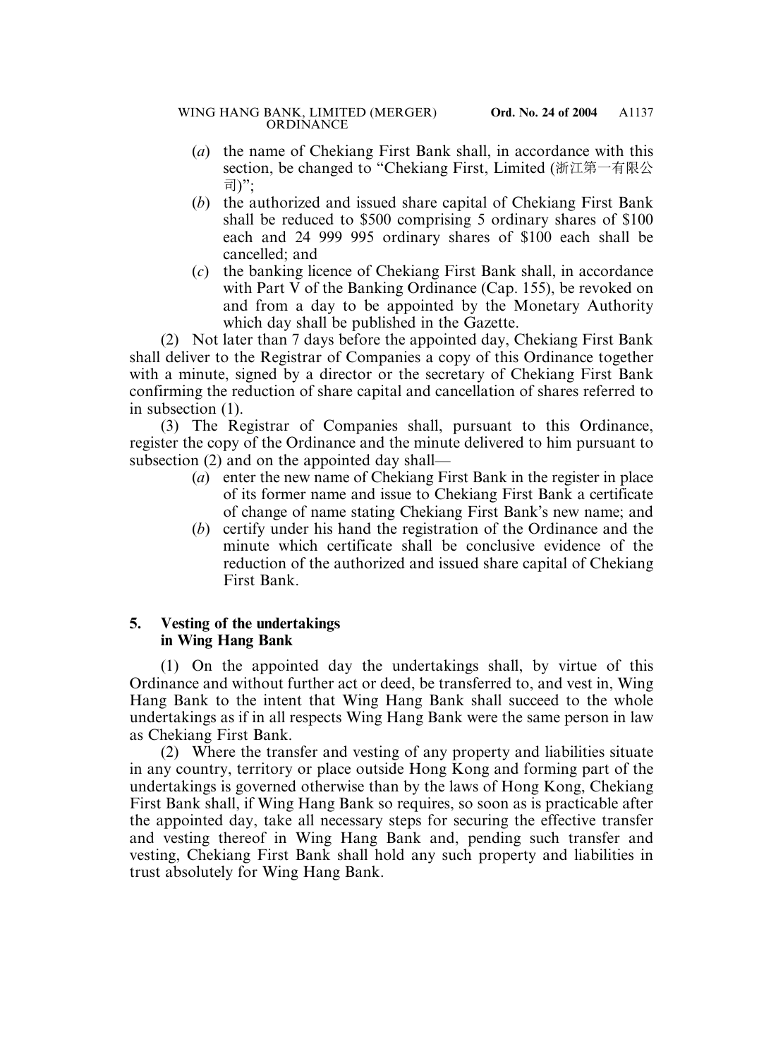(*a*) the name of Chekiang First Bank shall, in accordance with this section, be changed to "Chekiang First, Limited (浙江第一有限公司)";

(*b*) the authorized and issued share capital of Chekiang First Bank shall be reduced to $500 comprising 5 ordinary shares of $100 each and 24 999 995 ordinary shares of $100 each shall be cancelled; and

(*c*) the banking licence of Chekiang First Bank shall, in accordance with Part V of the Banking Ordinance (Cap. 155), be revoked on and from a day to be appointed by the Monetary Authority which day shall be published in the Gazette.

(2) Not later than 7 days before the appointed day, Chekiang First Bank shall deliver to the Registrar of Companies a copy of this Ordinance together with a minute, signed by a director or the secretary of Chekiang First Bank confirming the reduction of share capital and cancellation of shares referred to in subsection (1).

(3) The Registrar of Companies shall, pursuant to this Ordinance, register the copy of the Ordinance and the minute delivered to him pursuant to subsection (2) and on the appointed day shall—

(*a*) enter the new name of Chekiang First Bank in the register in place of its former name and issue to Chekiang First Bank a certificate of change of name stating Chekiang First Bank's new name; and

(*b*) certify under his hand the registration of the Ordinance and the minute which certificate shall be conclusive evidence of the reduction of the authorized and issued share capital of Chekiang First Bank.

**5. Vesting of the undertakings in Wing Hang Bank**

(1) On the appointed day the undertakings shall, by virtue of this Ordinance and without further act or deed, be transferred to, and vest in, Wing Hang Bank to the intent that Wing Hang Bank shall succeed to the whole undertakings as if in all respects Wing Hang Bank were the same person in law as Chekiang First Bank.

(2) Where the transfer and vesting of any property and liabilities situate in any country, territory or place outside Hong Kong and forming part of the undertakings is governed otherwise than by the laws of Hong Kong, Chekiang First Bank shall, if Wing Hang Bank so requires, so soon as is practicable after the appointed day, take all necessary steps for securing the effective transfer and vesting thereof in Wing Hang Bank and, pending such transfer and vesting, Chekiang First Bank shall hold any such property and liabilities in trust absolutely for Wing Hang Bank.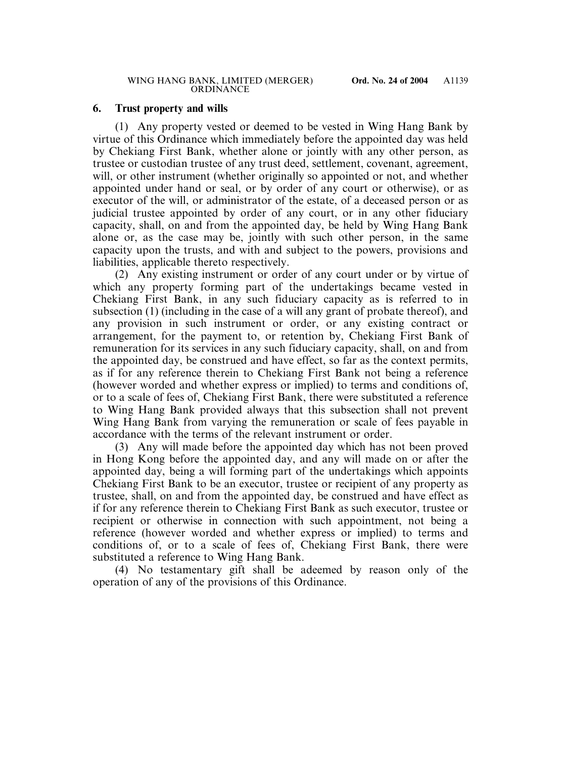## 6. Trust property and wills

(1) Any property vested or deemed to be vested in Wing Hang Bank by virtue of this Ordinance which immediately before the appointed day was held by Chekiang First Bank, whether alone or jointly with any other person, as trustee or custodian trustee of any trust deed, settlement, covenant, agreement, will, or other instrument (whether originally so appointed or not, and whether appointed under hand or seal, or by order of any court or otherwise), or as executor of the will, or administrator of the estate, of a deceased person or as judicial trustee appointed by order of any court, or in any other fiduciary capacity, shall, on and from the appointed day, be held by Wing Hang Bank alone or, as the case may be, jointly with such other person, in the same capacity upon the trusts, and with and subject to the powers, provisions and liabilities, applicable thereto respectively.

(2) Any existing instrument or order of any court under or by virtue of which any property forming part of the undertakings became vested in Chekiang First Bank, in any such fiduciary capacity as is referred to in subsection (1) (including in the case of a will any grant of probate thereof), and any provision in such instrument or order, or any existing contract or arrangement, for the payment to, or retention by, Chekiang First Bank of remuneration for its services in any such fiduciary capacity, shall, on and from the appointed day, be construed and have effect, so far as the context permits, as if for any reference therein to Chekiang First Bank not being a reference (however worded and whether express or implied) to terms and conditions of, or to a scale of fees of, Chekiang First Bank, there were substituted a reference to Wing Hang Bank provided always that this subsection shall not prevent Wing Hang Bank from varying the remuneration or scale of fees payable in accordance with the terms of the relevant instrument or order.

(3) Any will made before the appointed day which has not been proved in Hong Kong before the appointed day, and any will made on or after the appointed day, being a will forming part of the undertakings which appoints Chekiang First Bank to be an executor, trustee or recipient of any property as trustee, shall, on and from the appointed day, be construed and have effect as if for any reference therein to Chekiang First Bank as such executor, trustee or recipient or otherwise in connection with such appointment, not being a reference (however worded and whether express or implied) to terms and conditions of, or to a scale of fees of, Chekiang First Bank, there were substituted a reference to Wing Hang Bank.

(4) No testamentary gift shall be adeemed by reason only of the operation of any of the provisions of this Ordinance.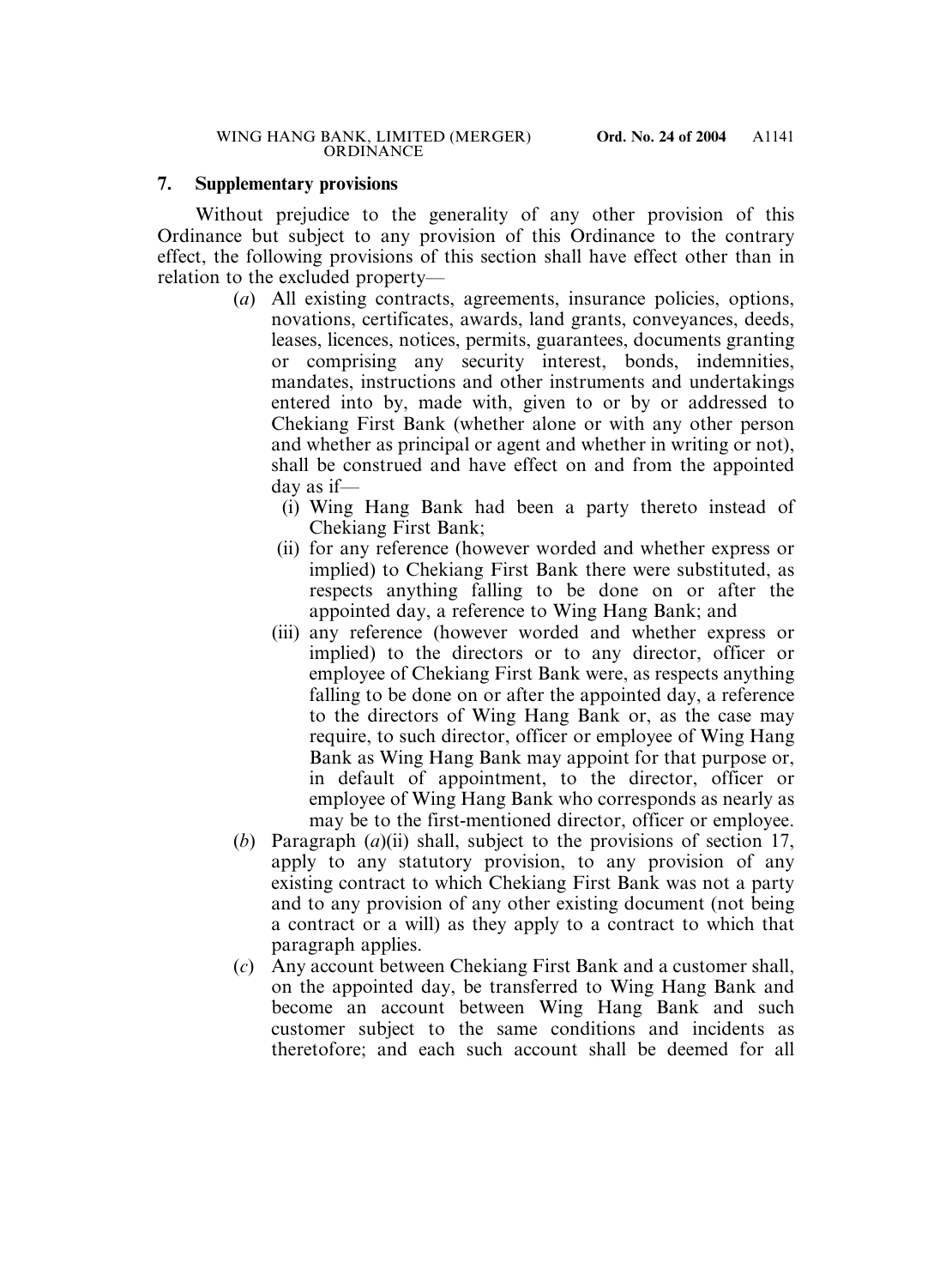## 7. Supplementary provisions

Without prejudice to the generality of any other provision of this Ordinance but subject to any provision of this Ordinance to the contrary effect, the following provisions of this section shall have effect other than in relation to the excluded property—

(*a*) All existing contracts, agreements, insurance policies, options, novations, certificates, awards, land grants, conveyances, deeds, leases, licences, notices, permits, guarantees, documents granting or comprising any security interest, bonds, indemnities, mandates, instructions and other instruments and undertakings entered into by, made with, given to or by or addressed to Chekiang First Bank (whether alone or with any other person and whether as principal or agent and whether in writing or not), shall be construed and have effect on and from the appointed day as if—

(i) Wing Hang Bank had been a party thereto instead of Chekiang First Bank;

(ii) for any reference (however worded and whether express or implied) to Chekiang First Bank there were substituted, as respects anything falling to be done on or after the appointed day, a reference to Wing Hang Bank; and

(iii) any reference (however worded and whether express or implied) to the directors or to any director, officer or employee of Chekiang First Bank were, as respects anything falling to be done on or after the appointed day, a reference to the directors of Wing Hang Bank or, as the case may require, to such director, officer or employee of Wing Hang Bank as Wing Hang Bank may appoint for that purpose or, in default of appointment, to the director, officer or employee of Wing Hang Bank who corresponds as nearly as may be to the first-mentioned director, officer or employee.

(*b*) Paragraph (*a*)(ii) shall, subject to the provisions of section 17, apply to any statutory provision, to any provision of any existing contract to which Chekiang First Bank was not a party and to any provision of any other existing document (not being a contract or a will) as they apply to a contract to which that paragraph applies.

(*c*) Any account between Chekiang First Bank and a customer shall, on the appointed day, be transferred to Wing Hang Bank and become an account between Wing Hang Bank and such customer subject to the same conditions and incidents as theretofore; and each such account shall be deemed for all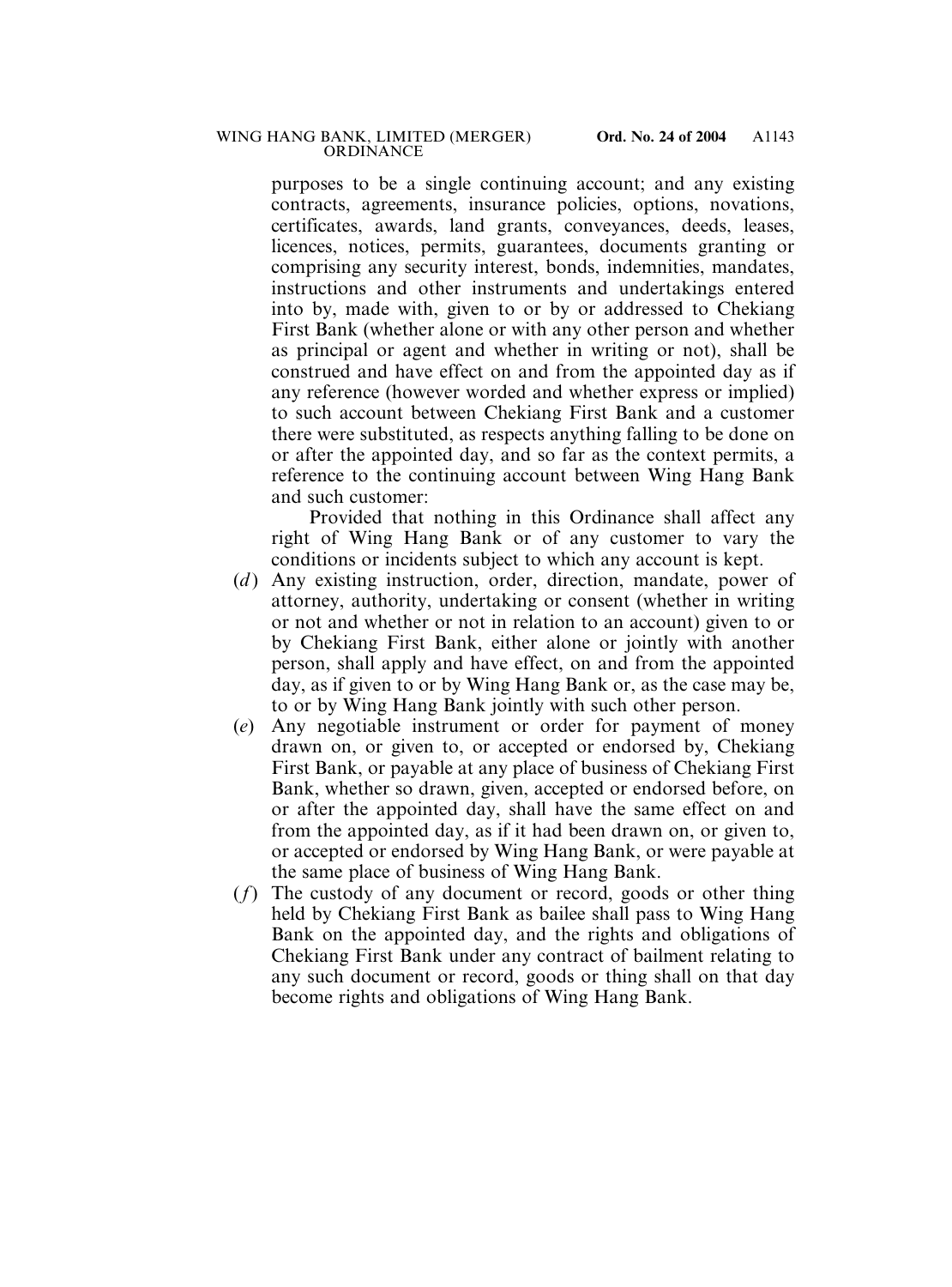purposes to be a single continuing account; and any existing contracts, agreements, insurance policies, options, novations, certificates, awards, land grants, conveyances, deeds, leases, licences, notices, permits, guarantees, documents granting or comprising any security interest, bonds, indemnities, mandates, instructions and other instruments and undertakings entered into by, made with, given to or by or addressed to Chekiang First Bank (whether alone or with any other person and whether as principal or agent and whether in writing or not), shall be construed and have effect on and from the appointed day as if any reference (however worded and whether express or implied) to such account between Chekiang First Bank and a customer there were substituted, as respects anything falling to be done on or after the appointed day, and so far as the context permits, a reference to the continuing account between Wing Hang Bank and such customer:

Provided that nothing in this Ordinance shall affect any right of Wing Hang Bank or of any customer to vary the conditions or incidents subject to which any account is kept.

(*d*) Any existing instruction, order, direction, mandate, power of attorney, authority, undertaking or consent (whether in writing or not and whether or not in relation to an account) given to or by Chekiang First Bank, either alone or jointly with another person, shall apply and have effect, on and from the appointed day, as if given to or by Wing Hang Bank or, as the case may be, to or by Wing Hang Bank jointly with such other person.

(*e*) Any negotiable instrument or order for payment of money drawn on, or given to, or accepted or endorsed by, Chekiang First Bank, or payable at any place of business of Chekiang First Bank, whether so drawn, given, accepted or endorsed before, on or after the appointed day, shall have the same effect on and from the appointed day, as if it had been drawn on, or given to, or accepted or endorsed by Wing Hang Bank, or were payable at the same place of business of Wing Hang Bank.

(*f*) The custody of any document or record, goods or other thing held by Chekiang First Bank as bailee shall pass to Wing Hang Bank on the appointed day, and the rights and obligations of Chekiang First Bank under any contract of bailment relating to any such document or record, goods or thing shall on that day become rights and obligations of Wing Hang Bank.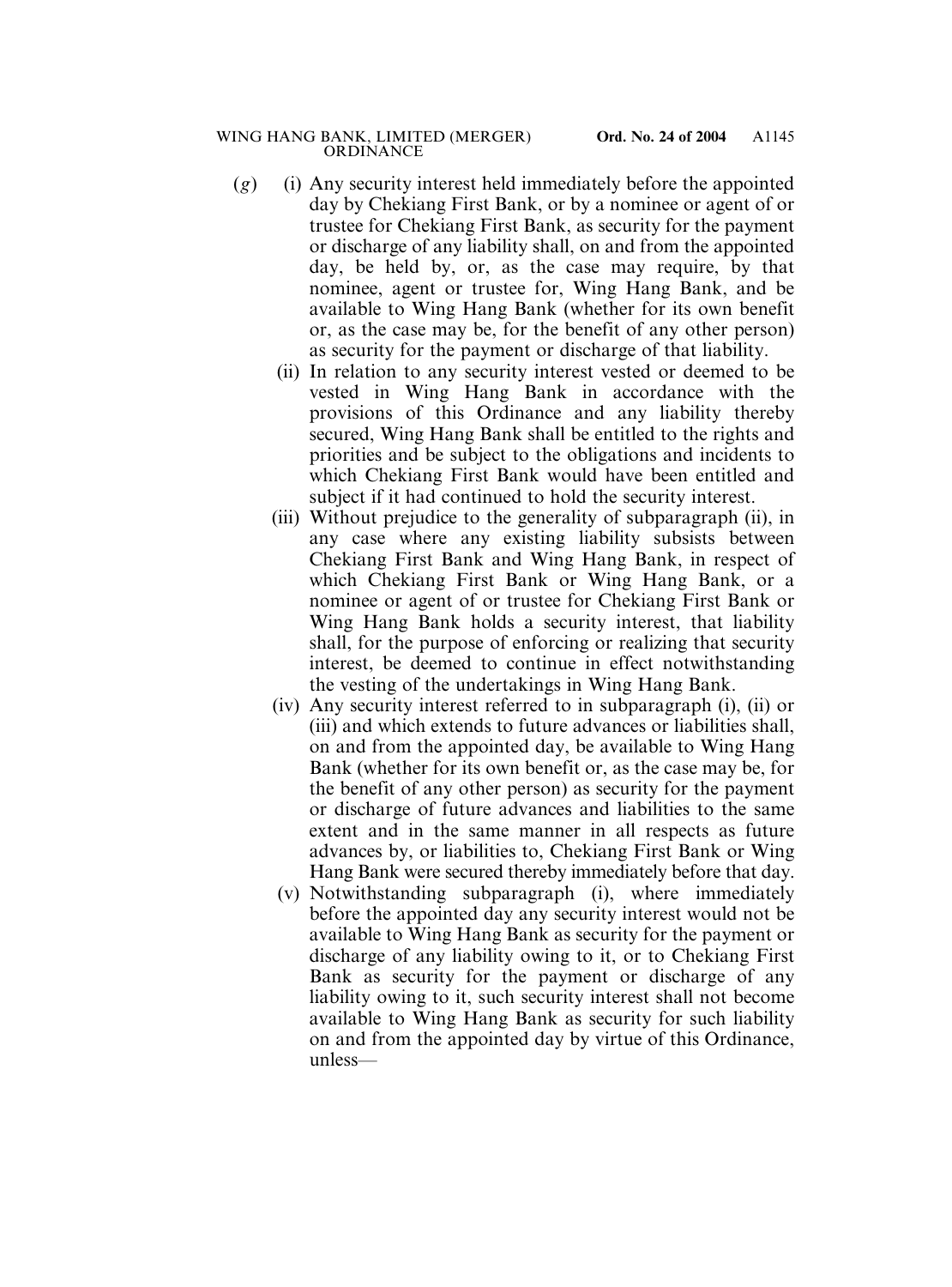(*g*) (i) Any security interest held immediately before the appointed day by Chekiang First Bank, or by a nominee or agent of or trustee for Chekiang First Bank, as security for the payment or discharge of any liability shall, on and from the appointed day, be held by, or, as the case may require, by that nominee, agent or trustee for, Wing Hang Bank, and be available to Wing Hang Bank (whether for its own benefit or, as the case may be, for the benefit of any other person) as security for the payment or discharge of that liability.

(ii) In relation to any security interest vested or deemed to be vested in Wing Hang Bank in accordance with the provisions of this Ordinance and any liability thereby secured, Wing Hang Bank shall be entitled to the rights and priorities and be subject to the obligations and incidents to which Chekiang First Bank would have been entitled and subject if it had continued to hold the security interest.

(iii) Without prejudice to the generality of subparagraph (ii), in any case where any existing liability subsists between Chekiang First Bank and Wing Hang Bank, in respect of which Chekiang First Bank or Wing Hang Bank, or a nominee or agent of or trustee for Chekiang First Bank or Wing Hang Bank holds a security interest, that liability shall, for the purpose of enforcing or realizing that security interest, be deemed to continue in effect notwithstanding the vesting of the undertakings in Wing Hang Bank.

(iv) Any security interest referred to in subparagraph (i), (ii) or (iii) and which extends to future advances or liabilities shall, on and from the appointed day, be available to Wing Hang Bank (whether for its own benefit or, as the case may be, for the benefit of any other person) as security for the payment or discharge of future advances and liabilities to the same extent and in the same manner in all respects as future advances by, or liabilities to, Chekiang First Bank or Wing Hang Bank were secured thereby immediately before that day.

(v) Notwithstanding subparagraph (i), where immediately before the appointed day any security interest would not be available to Wing Hang Bank as security for the payment or discharge of any liability owing to it, or to Chekiang First Bank as security for the payment or discharge of any liability owing to it, such security interest shall not become available to Wing Hang Bank as security for such liability on and from the appointed day by virtue of this Ordinance, unless—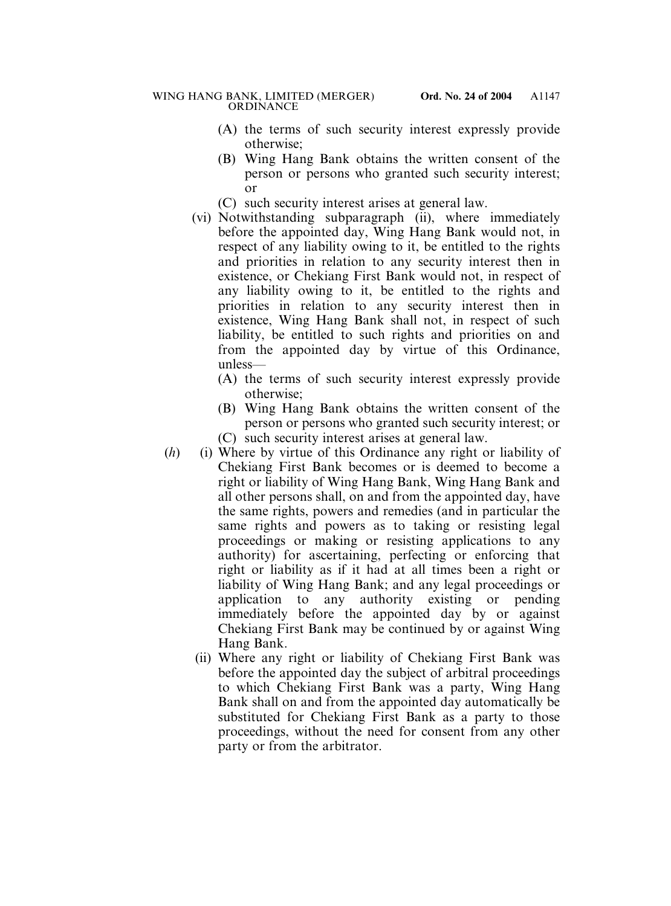(A) the terms of such security interest expressly provide otherwise;

(B) Wing Hang Bank obtains the written consent of the person or persons who granted such security interest; or

(C) such security interest arises at general law.

(vi) Notwithstanding subparagraph (ii), where immediately before the appointed day, Wing Hang Bank would not, in respect of any liability owing to it, be entitled to the rights and priorities in relation to any security interest then in existence, or Chekiang First Bank would not, in respect of any liability owing to it, be entitled to the rights and priorities in relation to any security interest then in existence, Wing Hang Bank shall not, in respect of such liability, be entitled to such rights and priorities on and from the appointed day by virtue of this Ordinance, unless—

(A) the terms of such security interest expressly provide otherwise;

(B) Wing Hang Bank obtains the written consent of the person or persons who granted such security interest; or

(C) such security interest arises at general law.

(*h*) (i) Where by virtue of this Ordinance any right or liability of Chekiang First Bank becomes or is deemed to become a right or liability of Wing Hang Bank, Wing Hang Bank and all other persons shall, on and from the appointed day, have the same rights, powers and remedies (and in particular the same rights and powers as to taking or resisting legal proceedings or making or resisting applications to any authority) for ascertaining, perfecting or enforcing that right or liability as if it had at all times been a right or liability of Wing Hang Bank; and any legal proceedings or application to any authority existing or pending immediately before the appointed day by or against Chekiang First Bank may be continued by or against Wing Hang Bank.

(ii) Where any right or liability of Chekiang First Bank was before the appointed day the subject of arbitral proceedings to which Chekiang First Bank was a party, Wing Hang Bank shall on and from the appointed day automatically be substituted for Chekiang First Bank as a party to those proceedings, without the need for consent from any other party or from the arbitrator.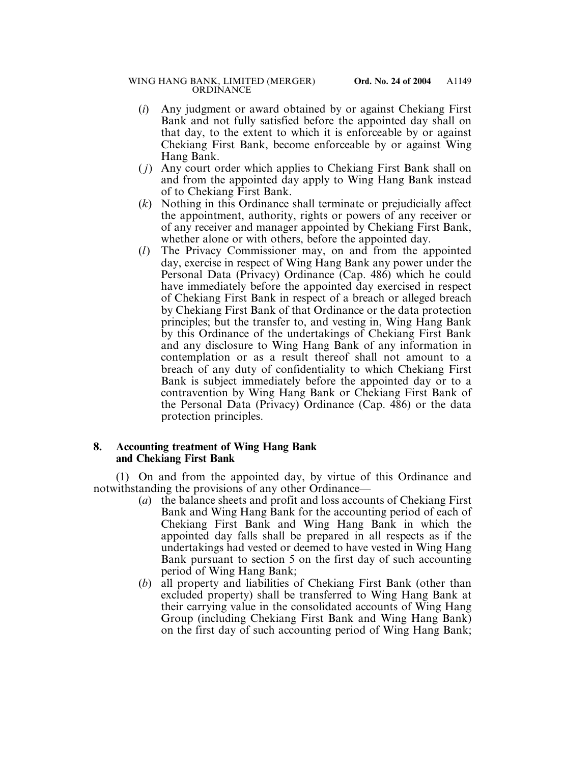(*i*) Any judgment or award obtained by or against Chekiang First Bank and not fully satisfied before the appointed day shall on that day, to the extent to which it is enforceable by or against Chekiang First Bank, become enforceable by or against Wing Hang Bank.

(*j*) Any court order which applies to Chekiang First Bank shall on and from the appointed day apply to Wing Hang Bank instead of to Chekiang First Bank.

(*k*) Nothing in this Ordinance shall terminate or prejudicially affect the appointment, authority, rights or powers of any receiver or of any receiver and manager appointed by Chekiang First Bank, whether alone or with others, before the appointed day.

(*l*) The Privacy Commissioner may, on and from the appointed day, exercise in respect of Wing Hang Bank any power under the Personal Data (Privacy) Ordinance (Cap. 486) which he could have immediately before the appointed day exercised in respect of Chekiang First Bank in respect of a breach or alleged breach by Chekiang First Bank of that Ordinance or the data protection principles; but the transfer to, and vesting in, Wing Hang Bank by this Ordinance of the undertakings of Chekiang First Bank and any disclosure to Wing Hang Bank of any information in contemplation or as a result thereof shall not amount to a breach of any duty of confidentiality to which Chekiang First Bank is subject immediately before the appointed day or to a contravention by Wing Hang Bank or Chekiang First Bank of the Personal Data (Privacy) Ordinance (Cap. 486) or the data protection principles.

### 8. Accounting treatment of Wing Hang Bank and Chekiang First Bank

(1) On and from the appointed day, by virtue of this Ordinance and notwithstanding the provisions of any other Ordinance—

(*a*) the balance sheets and profit and loss accounts of Chekiang First Bank and Wing Hang Bank for the accounting period of each of Chekiang First Bank and Wing Hang Bank in which the appointed day falls shall be prepared in all respects as if the undertakings had vested or deemed to have vested in Wing Hang Bank pursuant to section 5 on the first day of such accounting period of Wing Hang Bank;

(*b*) all property and liabilities of Chekiang First Bank (other than excluded property) shall be transferred to Wing Hang Bank at their carrying value in the consolidated accounts of Wing Hang Group (including Chekiang First Bank and Wing Hang Bank) on the first day of such accounting period of Wing Hang Bank;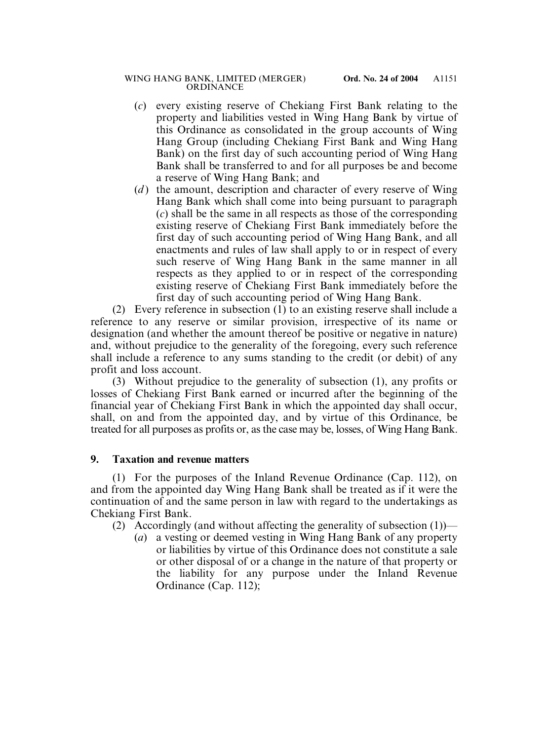(*c*) every existing reserve of Chekiang First Bank relating to the property and liabilities vested in Wing Hang Bank by virtue of this Ordinance as consolidated in the group accounts of Wing Hang Group (including Chekiang First Bank and Wing Hang Bank) on the first day of such accounting period of Wing Hang Bank shall be transferred to and for all purposes be and become a reserve of Wing Hang Bank; and

(*d*) the amount, description and character of every reserve of Wing Hang Bank which shall come into being pursuant to paragraph (*c*) shall be the same in all respects as those of the corresponding existing reserve of Chekiang First Bank immediately before the first day of such accounting period of Wing Hang Bank, and all enactments and rules of law shall apply to or in respect of every such reserve of Wing Hang Bank in the same manner in all respects as they applied to or in respect of the corresponding existing reserve of Chekiang First Bank immediately before the first day of such accounting period of Wing Hang Bank.

(2) Every reference in subsection (1) to an existing reserve shall include a reference to any reserve or similar provision, irrespective of its name or designation (and whether the amount thereof be positive or negative in nature) and, without prejudice to the generality of the foregoing, every such reference shall include a reference to any sums standing to the credit (or debit) of any profit and loss account.

(3) Without prejudice to the generality of subsection (1), any profits or losses of Chekiang First Bank earned or incurred after the beginning of the financial year of Chekiang First Bank in which the appointed day shall occur, shall, on and from the appointed day, and by virtue of this Ordinance, be treated for all purposes as profits or, as the case may be, losses, of Wing Hang Bank.

### 9. Taxation and revenue matters

(1) For the purposes of the Inland Revenue Ordinance (Cap. 112), on and from the appointed day Wing Hang Bank shall be treated as if it were the continuation of and the same person in law with regard to the undertakings as Chekiang First Bank.

(2) Accordingly (and without affecting the generality of subsection (1))—

(*a*) a vesting or deemed vesting in Wing Hang Bank of any property or liabilities by virtue of this Ordinance does not constitute a sale or other disposal of or a change in the nature of that property or the liability for any purpose under the Inland Revenue Ordinance (Cap. 112);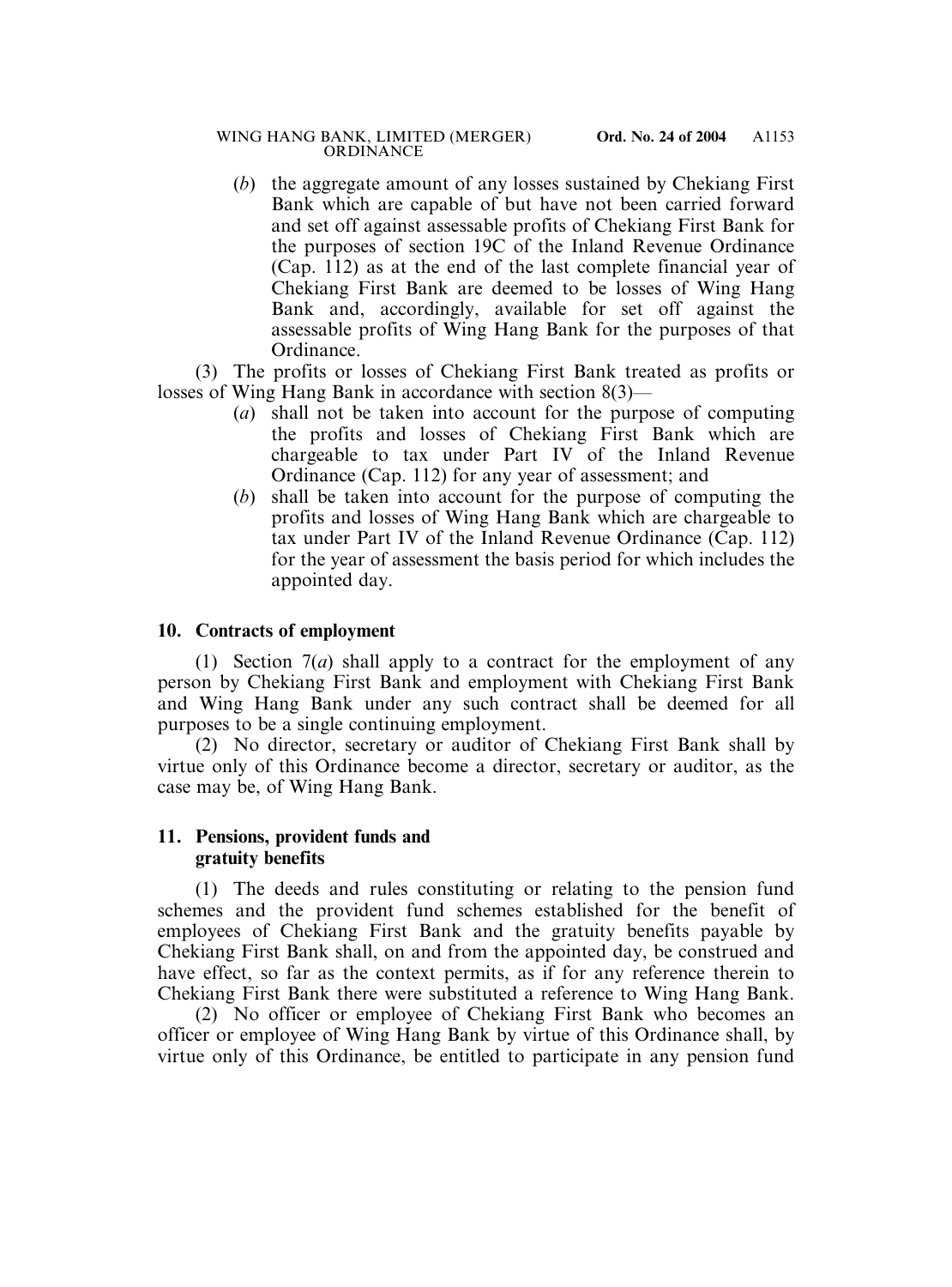(*b*) the aggregate amount of any losses sustained by Chekiang First Bank which are capable of but have not been carried forward and set off against assessable profits of Chekiang First Bank for the purposes of section 19C of the Inland Revenue Ordinance (Cap. 112) as at the end of the last complete financial year of Chekiang First Bank are deemed to be losses of Wing Hang Bank and, accordingly, available for set off against the assessable profits of Wing Hang Bank for the purposes of that Ordinance.

(3) The profits or losses of Chekiang First Bank treated as profits or losses of Wing Hang Bank in accordance with section 8(3)—

(*a*) shall not be taken into account for the purpose of computing the profits and losses of Chekiang First Bank which are chargeable to tax under Part IV of the Inland Revenue Ordinance (Cap. 112) for any year of assessment; and

(*b*) shall be taken into account for the purpose of computing the profits and losses of Wing Hang Bank which are chargeable to tax under Part IV of the Inland Revenue Ordinance (Cap. 112) for the year of assessment the basis period for which includes the appointed day.

**10. Contracts of employment**

(1) Section 7(*a*) shall apply to a contract for the employment of any person by Chekiang First Bank and employment with Chekiang First Bank and Wing Hang Bank under any such contract shall be deemed for all purposes to be a single continuing employment.

(2) No director, secretary or auditor of Chekiang First Bank shall by virtue only of this Ordinance become a director, secretary or auditor, as the case may be, of Wing Hang Bank.

**11. Pensions, provident funds and gratuity benefits**

(1) The deeds and rules constituting or relating to the pension fund schemes and the provident fund schemes established for the benefit of employees of Chekiang First Bank and the gratuity benefits payable by Chekiang First Bank shall, on and from the appointed day, be construed and have effect, so far as the context permits, as if for any reference therein to Chekiang First Bank there were substituted a reference to Wing Hang Bank.

(2) No officer or employee of Chekiang First Bank who becomes an officer or employee of Wing Hang Bank by virtue of this Ordinance shall, by virtue only of this Ordinance, be entitled to participate in any pension fund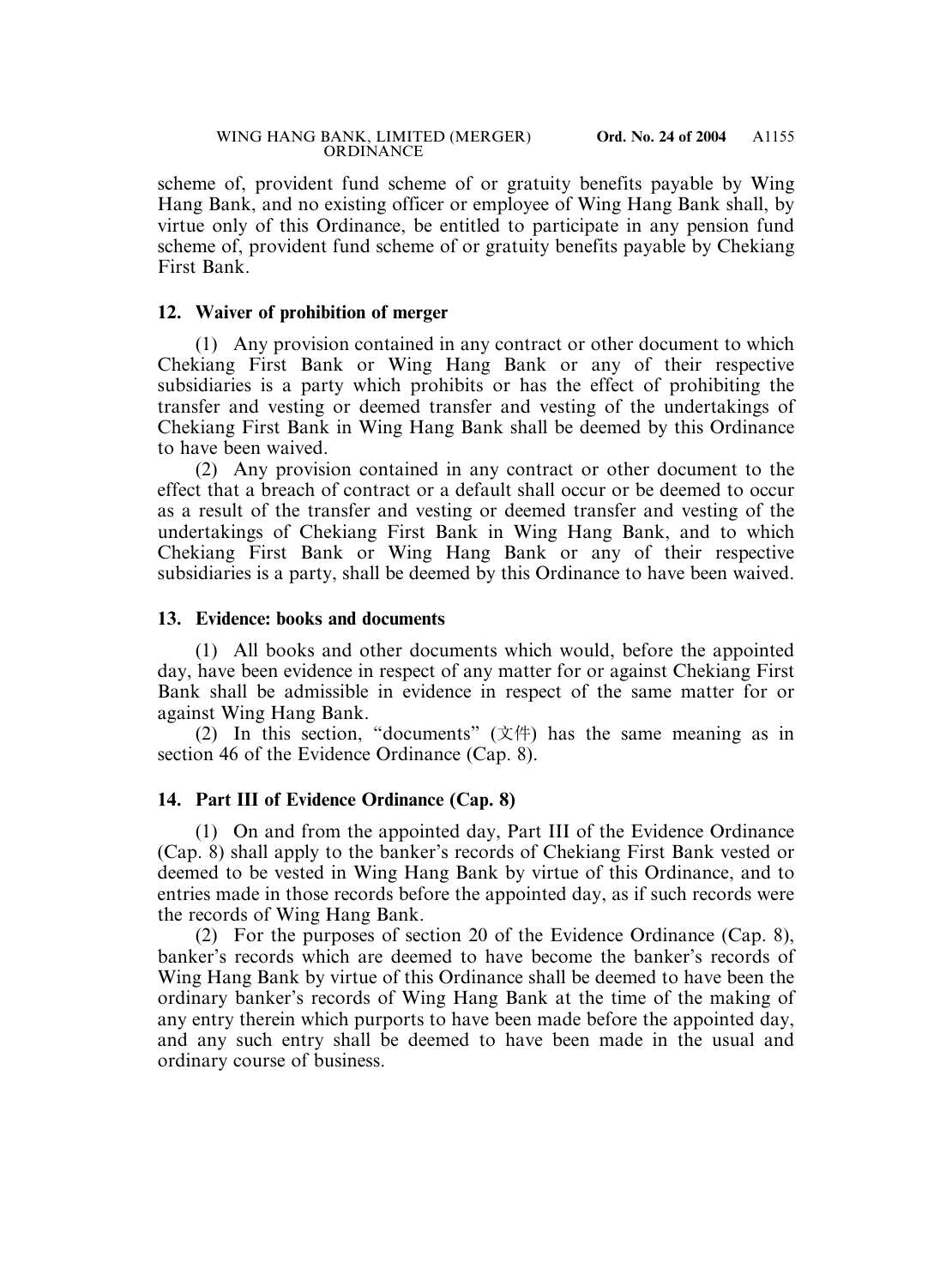scheme of, provident fund scheme of or gratuity benefits payable by Wing Hang Bank, and no existing officer or employee of Wing Hang Bank shall, by virtue only of this Ordinance, be entitled to participate in any pension fund scheme of, provident fund scheme of or gratuity benefits payable by Chekiang First Bank.

**12. Waiver of prohibition of merger**

(1) Any provision contained in any contract or other document to which Chekiang First Bank or Wing Hang Bank or any of their respective subsidiaries is a party which prohibits or has the effect of prohibiting the transfer and vesting or deemed transfer and vesting of the undertakings of Chekiang First Bank in Wing Hang Bank shall be deemed by this Ordinance to have been waived.

(2) Any provision contained in any contract or other document to the effect that a breach of contract or a default shall occur or be deemed to occur as a result of the transfer and vesting or deemed transfer and vesting of the undertakings of Chekiang First Bank in Wing Hang Bank, and to which Chekiang First Bank or Wing Hang Bank or any of their respective subsidiaries is a party, shall be deemed by this Ordinance to have been waived.

**13. Evidence: books and documents**

(1) All books and other documents which would, before the appointed day, have been evidence in respect of any matter for or against Chekiang First Bank shall be admissible in evidence in respect of the same matter for or against Wing Hang Bank.

(2) In this section, "documents" (文件) has the same meaning as in section 46 of the Evidence Ordinance (Cap. 8).

**14. Part III of Evidence Ordinance (Cap. 8)**

(1) On and from the appointed day, Part III of the Evidence Ordinance (Cap. 8) shall apply to the banker's records of Chekiang First Bank vested or deemed to be vested in Wing Hang Bank by virtue of this Ordinance, and to entries made in those records before the appointed day, as if such records were the records of Wing Hang Bank.

(2) For the purposes of section 20 of the Evidence Ordinance (Cap. 8), banker's records which are deemed to have become the banker's records of Wing Hang Bank by virtue of this Ordinance shall be deemed to have been the ordinary banker's records of Wing Hang Bank at the time of the making of any entry therein which purports to have been made before the appointed day, and any such entry shall be deemed to have been made in the usual and ordinary course of business.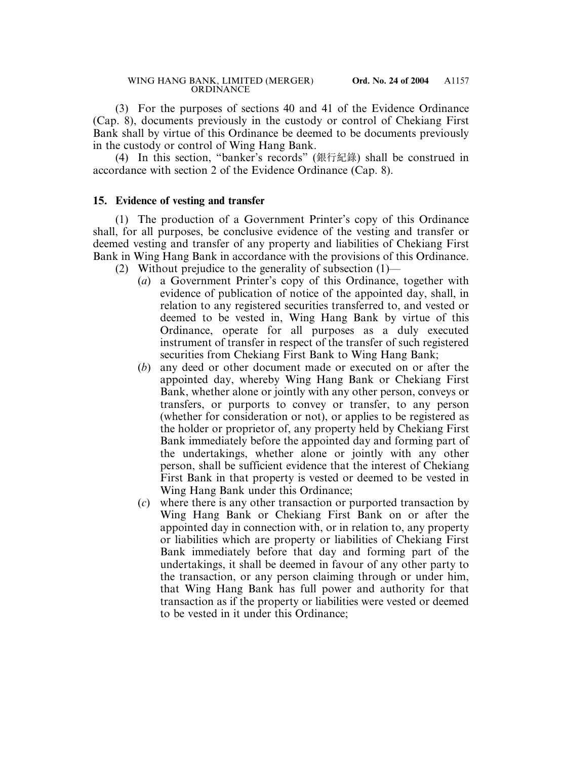(3) For the purposes of sections 40 and 41 of the Evidence Ordinance (Cap. 8), documents previously in the custody or control of Chekiang First Bank shall by virtue of this Ordinance be deemed to be documents previously in the custody or control of Wing Hang Bank.

(4) In this section, "banker's records" (銀行紀錄) shall be construed in accordance with section 2 of the Evidence Ordinance (Cap. 8).

### 15. Evidence of vesting and transfer

(1) The production of a Government Printer's copy of this Ordinance shall, for all purposes, be conclusive evidence of the vesting and transfer or deemed vesting and transfer of any property and liabilities of Chekiang First Bank in Wing Hang Bank in accordance with the provisions of this Ordinance.

(2) Without prejudice to the generality of subsection (1)—

(*a*) a Government Printer's copy of this Ordinance, together with evidence of publication of notice of the appointed day, shall, in relation to any registered securities transferred to, and vested or deemed to be vested in, Wing Hang Bank by virtue of this Ordinance, operate for all purposes as a duly executed instrument of transfer in respect of the transfer of such registered securities from Chekiang First Bank to Wing Hang Bank;

(*b*) any deed or other document made or executed on or after the appointed day, whereby Wing Hang Bank or Chekiang First Bank, whether alone or jointly with any other person, conveys or transfers, or purports to convey or transfer, to any person (whether for consideration or not), or applies to be registered as the holder or proprietor of, any property held by Chekiang First Bank immediately before the appointed day and forming part of the undertakings, whether alone or jointly with any other person, shall be sufficient evidence that the interest of Chekiang First Bank in that property is vested or deemed to be vested in Wing Hang Bank under this Ordinance;

(*c*) where there is any other transaction or purported transaction by Wing Hang Bank or Chekiang First Bank on or after the appointed day in connection with, or in relation to, any property or liabilities which are property or liabilities of Chekiang First Bank immediately before that day and forming part of the undertakings, it shall be deemed in favour of any other party to the transaction, or any person claiming through or under him, that Wing Hang Bank has full power and authority for that transaction as if the property or liabilities were vested or deemed to be vested in it under this Ordinance;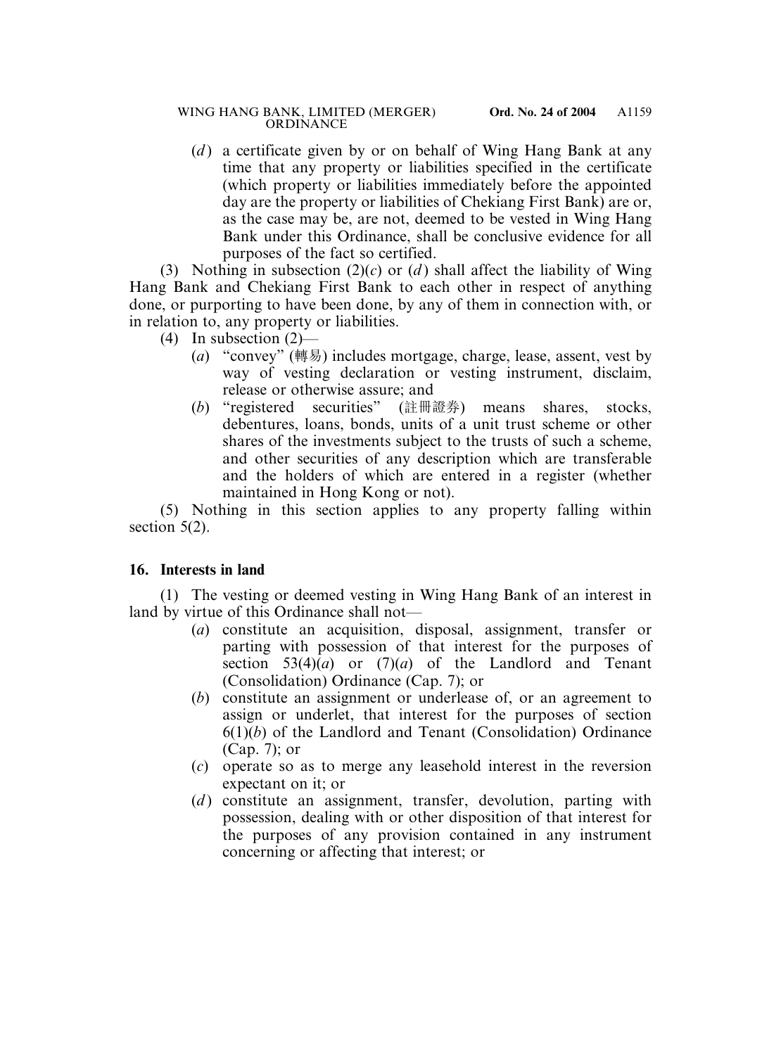(*d*) a certificate given by or on behalf of Wing Hang Bank at any time that any property or liabilities specified in the certificate (which property or liabilities immediately before the appointed day are the property or liabilities of Chekiang First Bank) are or, as the case may be, are not, deemed to be vested in Wing Hang Bank under this Ordinance, shall be conclusive evidence for all purposes of the fact so certified.

(3) Nothing in subsection (2)(*c*) or (*d*) shall affect the liability of Wing Hang Bank and Chekiang First Bank to each other in respect of anything done, or purporting to have been done, by any of them in connection with, or in relation to, any property or liabilities.

(4) In subsection (2)—

(*a*) "convey" (轉易) includes mortgage, charge, lease, assent, vest by way of vesting declaration or vesting instrument, disclaim, release or otherwise assure; and

(*b*) "registered securities" (註冊證券) means shares, stocks, debentures, loans, bonds, units of a unit trust scheme or other shares of the investments subject to the trusts of such a scheme, and other securities of any description which are transferable and the holders of which are entered in a register (whether maintained in Hong Kong or not).

(5) Nothing in this section applies to any property falling within section 5(2).

**16. Interests in land**

(1) The vesting or deemed vesting in Wing Hang Bank of an interest in land by virtue of this Ordinance shall not—

(*a*) constitute an acquisition, disposal, assignment, transfer or parting with possession of that interest for the purposes of section 53(4)(*a*) or (7)(*a*) of the Landlord and Tenant (Consolidation) Ordinance (Cap. 7); or

(*b*) constitute an assignment or underlease of, or an agreement to assign or underlet, that interest for the purposes of section 6(1)(*b*) of the Landlord and Tenant (Consolidation) Ordinance (Cap. 7); or

(*c*) operate so as to merge any leasehold interest in the reversion expectant on it; or

(*d*) constitute an assignment, transfer, devolution, parting with possession, dealing with or other disposition of that interest for the purposes of any provision contained in any instrument concerning or affecting that interest; or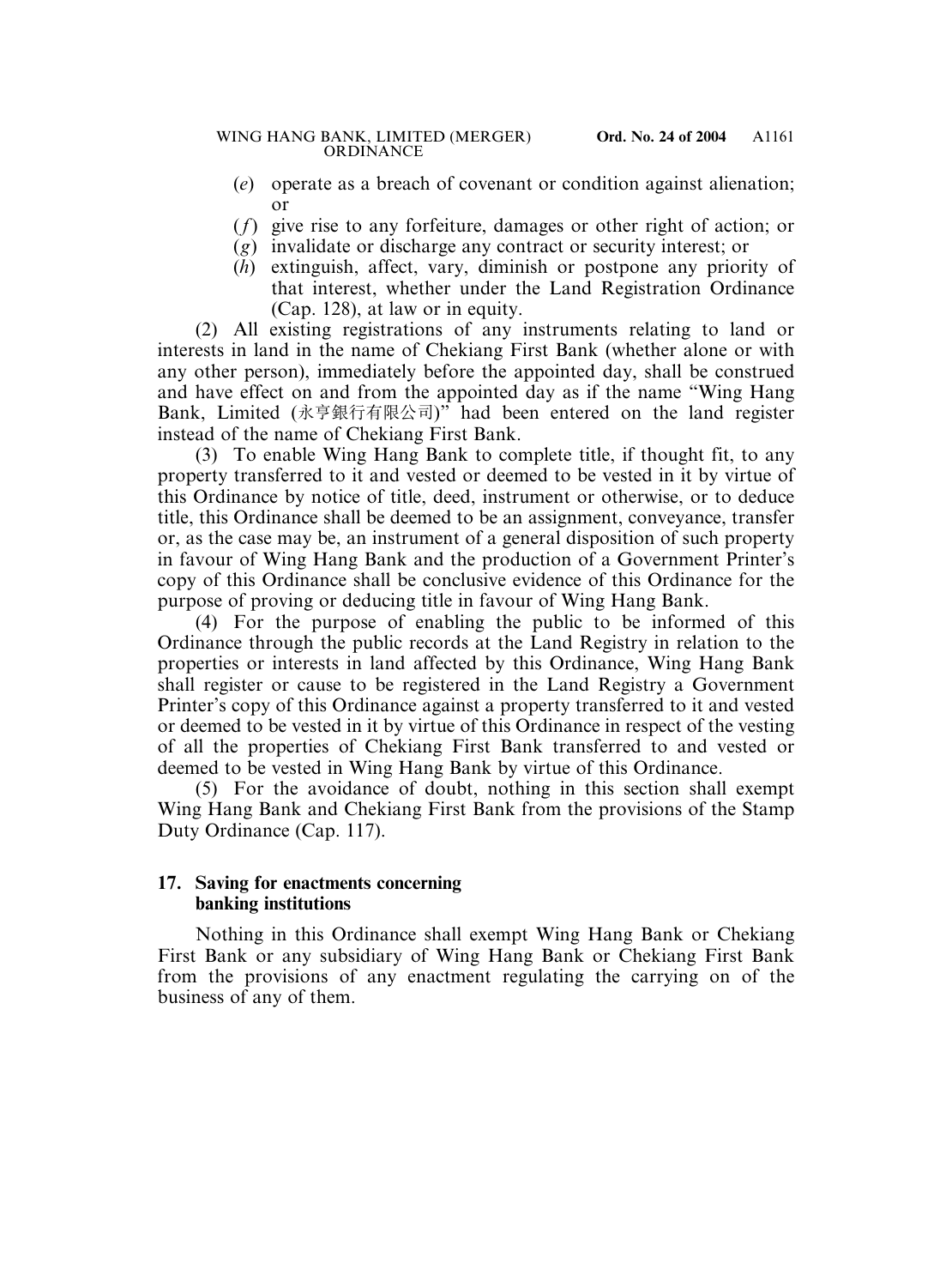(*e*) operate as a breach of covenant or condition against alienation; or

(*f*) give rise to any forfeiture, damages or other right of action; or

(*g*) invalidate or discharge any contract or security interest; or

(*h*) extinguish, affect, vary, diminish or postpone any priority of that interest, whether under the Land Registration Ordinance (Cap. 128), at law or in equity.

(2) All existing registrations of any instruments relating to land or interests in land in the name of Chekiang First Bank (whether alone or with any other person), immediately before the appointed day, shall be construed and have effect on and from the appointed day as if the name "Wing Hang Bank, Limited (永亨銀行有限公司)" had been entered on the land register instead of the name of Chekiang First Bank.

(3) To enable Wing Hang Bank to complete title, if thought fit, to any property transferred to it and vested or deemed to be vested in it by virtue of this Ordinance by notice of title, deed, instrument or otherwise, or to deduce title, this Ordinance shall be deemed to be an assignment, conveyance, transfer or, as the case may be, an instrument of a general disposition of such property in favour of Wing Hang Bank and the production of a Government Printer's copy of this Ordinance shall be conclusive evidence of this Ordinance for the purpose of proving or deducing title in favour of Wing Hang Bank.

(4) For the purpose of enabling the public to be informed of this Ordinance through the public records at the Land Registry in relation to the properties or interests in land affected by this Ordinance, Wing Hang Bank shall register or cause to be registered in the Land Registry a Government Printer's copy of this Ordinance against a property transferred to it and vested or deemed to be vested in it by virtue of this Ordinance in respect of the vesting of all the properties of Chekiang First Bank transferred to and vested or deemed to be vested in Wing Hang Bank by virtue of this Ordinance.

(5) For the avoidance of doubt, nothing in this section shall exempt Wing Hang Bank and Chekiang First Bank from the provisions of the Stamp Duty Ordinance (Cap. 117).

**17. Saving for enactments concerning banking institutions**

Nothing in this Ordinance shall exempt Wing Hang Bank or Chekiang First Bank or any subsidiary of Wing Hang Bank or Chekiang First Bank from the provisions of any enactment regulating the carrying on of the business of any of them.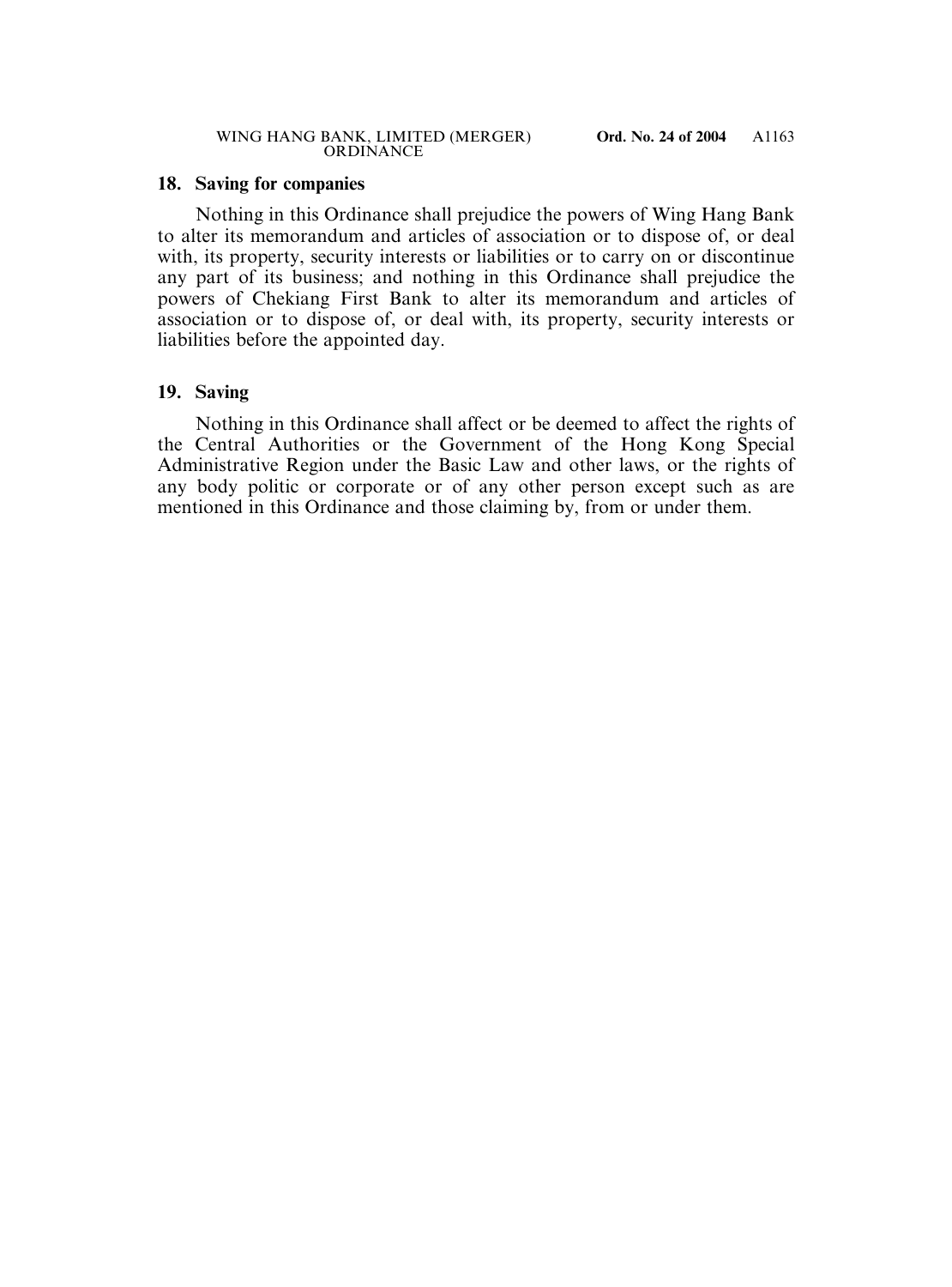### 18. Saving for companies

Nothing in this Ordinance shall prejudice the powers of Wing Hang Bank to alter its memorandum and articles of association or to dispose of, or deal with, its property, security interests or liabilities or to carry on or discontinue any part of its business; and nothing in this Ordinance shall prejudice the powers of Chekiang First Bank to alter its memorandum and articles of association or to dispose of, or deal with, its property, security interests or liabilities before the appointed day.

### 19. Saving

Nothing in this Ordinance shall affect or be deemed to affect the rights of the Central Authorities or the Government of the Hong Kong Special Administrative Region under the Basic Law and other laws, or the rights of any body politic or corporate or of any other person except such as are mentioned in this Ordinance and those claiming by, from or under them.